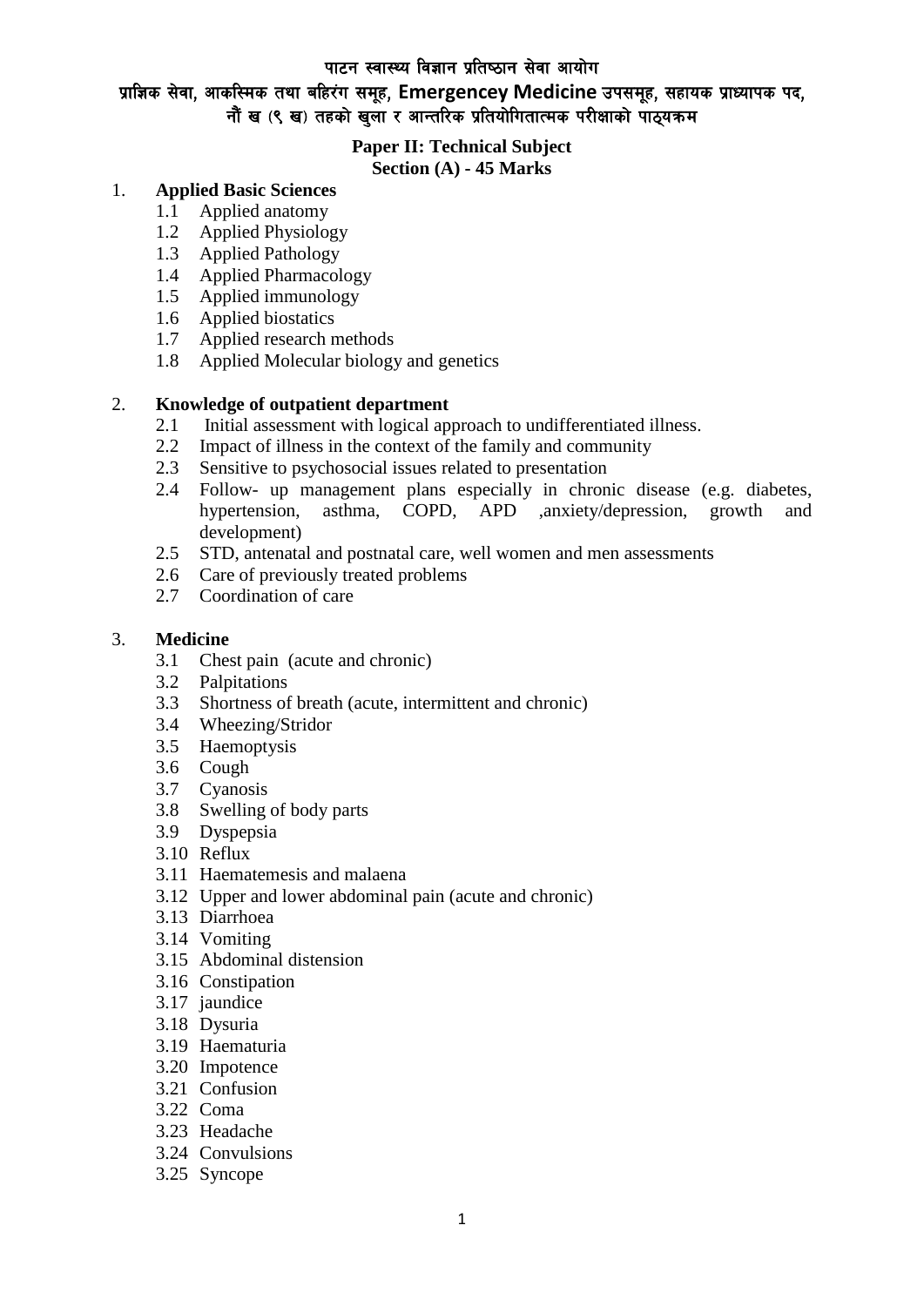# पाटन स्वास्थ्य विज्ञान प्रतिष्ठान सेवा आयोग

## प्राज्ञिक सेवा, आकस्मिक तथा बहिरंग समूह, Emergencey Medicine उपसमूह, सहायक प्राध्यापक पद, नौं ख (९ ख) तहको खुला र आन्तरिक प्रतियोगितात्मक परीक्षाको पाठ्यक्रम

**Paper II: Technical Subject**
**Section (A) - 45 Marks**

1. **Applied Basic Sciences**
   - 1.1 Applied anatomy
   - 1.2 Applied Physiology
   - 1.3 Applied Pathology
   - 1.4 Applied Pharmacology
   - 1.5 Applied immunology
   - 1.6 Applied biostatics
   - 1.7 Applied research methods
   - 1.8 Applied Molecular biology and genetics

2. **Knowledge of outpatient department**
   - 2.1 Initial assessment with logical approach to undifferentiated illness.
   - 2.2 Impact of illness in the context of the family and community
   - 2.3 Sensitive to psychosocial issues related to presentation
   - 2.4 Follow- up management plans especially in chronic disease (e.g. diabetes, hypertension, asthma, COPD, APD ,anxiety/depression, growth and development)
   - 2.5 STD, antenatal and postnatal care, well women and men assessments
   - 2.6 Care of previously treated problems
   - 2.7 Coordination of care

3. **Medicine**
   - 3.1 Chest pain (acute and chronic)
   - 3.2 Palpitations
   - 3.3 Shortness of breath (acute, intermittent and chronic)
   - 3.4 Wheezing/Stridor
   - 3.5 Haemoptysis
   - 3.6 Cough
   - 3.7 Cyanosis
   - 3.8 Swelling of body parts
   - 3.9 Dyspepsia
   - 3.10 Reflux
   - 3.11 Haematemesis and malaena
   - 3.12 Upper and lower abdominal pain (acute and chronic)
   - 3.13 Diarrhoea
   - 3.14 Vomiting
   - 3.15 Abdominal distension
   - 3.16 Constipation
   - 3.17 jaundice
   - 3.18 Dysuria
   - 3.19 Haematuria
   - 3.20 Impotence
   - 3.21 Confusion
   - 3.22 Coma
   - 3.23 Headache
   - 3.24 Convulsions
   - 3.25 Syncope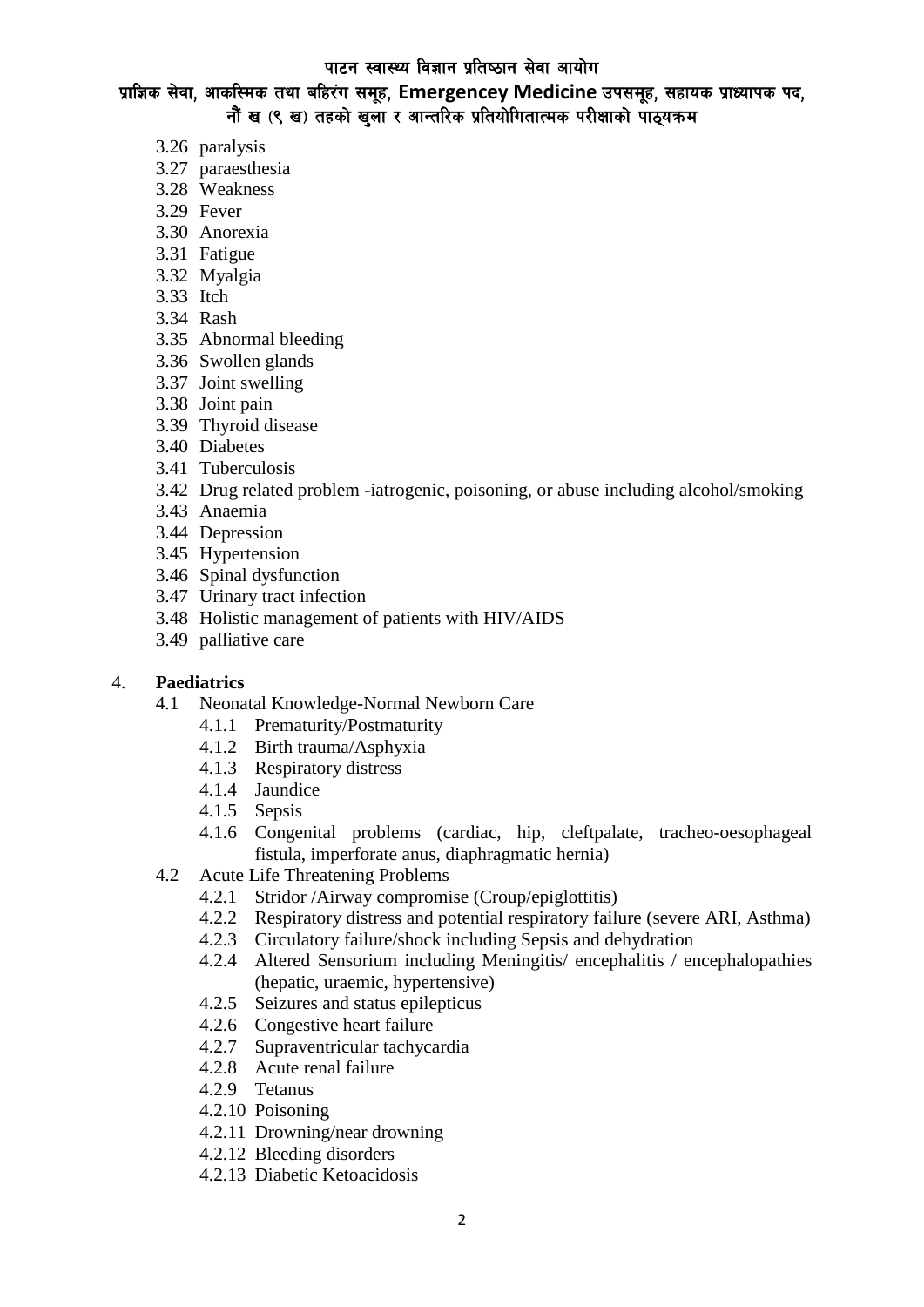- 3.26 paralysis
- 3.27 paraesthesia
- 3.28 Weakness
- 3.29 Fever
- 3.30 Anorexia
- 3.31 Fatigue
- 3.32 Myalgia
- 3.33 Itch
- 3.34 Rash
- 3.35 Abnormal bleeding
- 3.36 Swollen glands
- 3.37 Joint swelling
- 3.38 Joint pain
- 3.39 Thyroid disease
- 3.40 Diabetes
- 3.41 Tuberculosis
- 3.42 Drug related problem -iatrogenic, poisoning, or abuse including alcohol/smoking
- 3.43 Anaemia
- 3.44 Depression
- 3.45 Hypertension
- 3.46 Spinal dysfunction
- 3.47 Urinary tract infection
- 3.48 Holistic management of patients with HIV/AIDS
- 3.49 palliative care

4. **Paediatrics**
   - 4.1 Neonatal Knowledge-Normal Newborn Care
     - 4.1.1 Prematurity/Postmaturity
     - 4.1.2 Birth trauma/Asphyxia
     - 4.1.3 Respiratory distress
     - 4.1.4 Jaundice
     - 4.1.5 Sepsis
     - 4.1.6 Congenital problems (cardiac, hip, cleftpalate, tracheo-oesophageal fistula, imperforate anus, diaphragmatic hernia)
   - 4.2 Acute Life Threatening Problems
     - 4.2.1 Stridor /Airway compromise (Croup/epiglottitis)
     - 4.2.2 Respiratory distress and potential respiratory failure (severe ARI, Asthma)
     - 4.2.3 Circulatory failure/shock including Sepsis and dehydration
     - 4.2.4 Altered Sensorium including Meningitis/ encephalitis / encephalopathies (hepatic, uraemic, hypertensive)
     - 4.2.5 Seizures and status epilepticus
     - 4.2.6 Congestive heart failure
     - 4.2.7 Supraventricular tachycardia
     - 4.2.8 Acute renal failure
     - 4.2.9 Tetanus
     - 4.2.10 Poisoning
     - 4.2.11 Drowning/near drowning
     - 4.2.12 Bleeding disorders
     - 4.2.13 Diabetic Ketoacidosis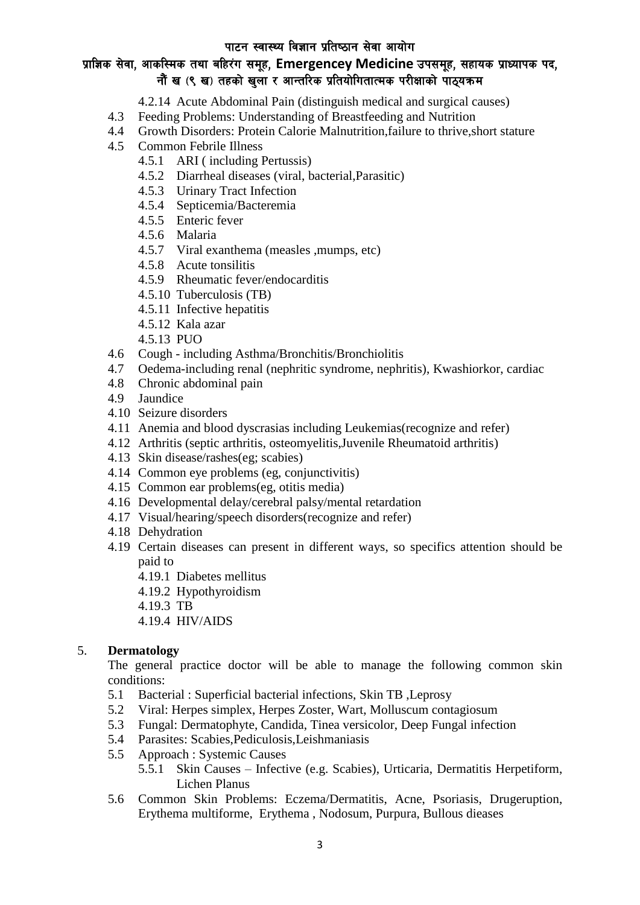- 4.2.14 Acute Abdominal Pain (distinguish medical and surgical causes)
- 4.3 Feeding Problems: Understanding of Breastfeeding and Nutrition
- 4.4 Growth Disorders: Protein Calorie Malnutrition,failure to thrive,short stature
- 4.5 Common Febrile Illness
    - 4.5.1 ARI ( including Pertussis)
    - 4.5.2 Diarrheal diseases (viral, bacterial,Parasitic)
    - 4.5.3 Urinary Tract Infection
    - 4.5.4 Septicemia/Bacteremia
    - 4.5.5 Enteric fever
    - 4.5.6 Malaria
    - 4.5.7 Viral exanthema (measles ,mumps, etc)
    - 4.5.8 Acute tonsilitis
    - 4.5.9 Rheumatic fever/endocarditis
    - 4.5.10 Tuberculosis (TB)
    - 4.5.11 Infective hepatitis
    - 4.5.12 Kala azar
    - 4.5.13 PUO
- 4.6 Cough - including Asthma/Bronchitis/Bronchiolitis
- 4.7 Oedema-including renal (nephritic syndrome, nephritis), Kwashiorkor, cardiac
- 4.8 Chronic abdominal pain
- 4.9 Jaundice
- 4.10 Seizure disorders
- 4.11 Anemia and blood dyscrasias including Leukemias(recognize and refer)
- 4.12 Arthritis (septic arthritis, osteomyelitis,Juvenile Rheumatoid arthritis)
- 4.13 Skin disease/rashes(eg; scabies)
- 4.14 Common eye problems (eg, conjunctivitis)
- 4.15 Common ear problems(eg, otitis media)
- 4.16 Developmental delay/cerebral palsy/mental retardation
- 4.17 Visual/hearing/speech disorders(recognize and refer)
- 4.18 Dehydration
- 4.19 Certain diseases can present in different ways, so specifics attention should be paid to
    - 4.19.1 Diabetes mellitus
    - 4.19.2 Hypothyroidism
    - 4.19.3 TB
    - 4.19.4 HIV/AIDS

## 5. Dermatology

The general practice doctor will be able to manage the following common skin conditions:

- 5.1 Bacterial : Superficial bacterial infections, Skin TB ,Leprosy
- 5.2 Viral: Herpes simplex, Herpes Zoster, Wart, Molluscum contagiosum
- 5.3 Fungal: Dermatophyte, Candida, Tinea versicolor, Deep Fungal infection
- 5.4 Parasites: Scabies,Pediculosis,Leishmaniasis
- 5.5 Approach : Systemic Causes
    - 5.5.1 Skin Causes – Infective (e.g. Scabies), Urticaria, Dermatitis Herpetiform, Lichen Planus
- 5.6 Common Skin Problems: Eczema/Dermatitis, Acne, Psoriasis, Drugeruption, Erythema multiforme, Erythema , Nodosum, Purpura, Bullous dieases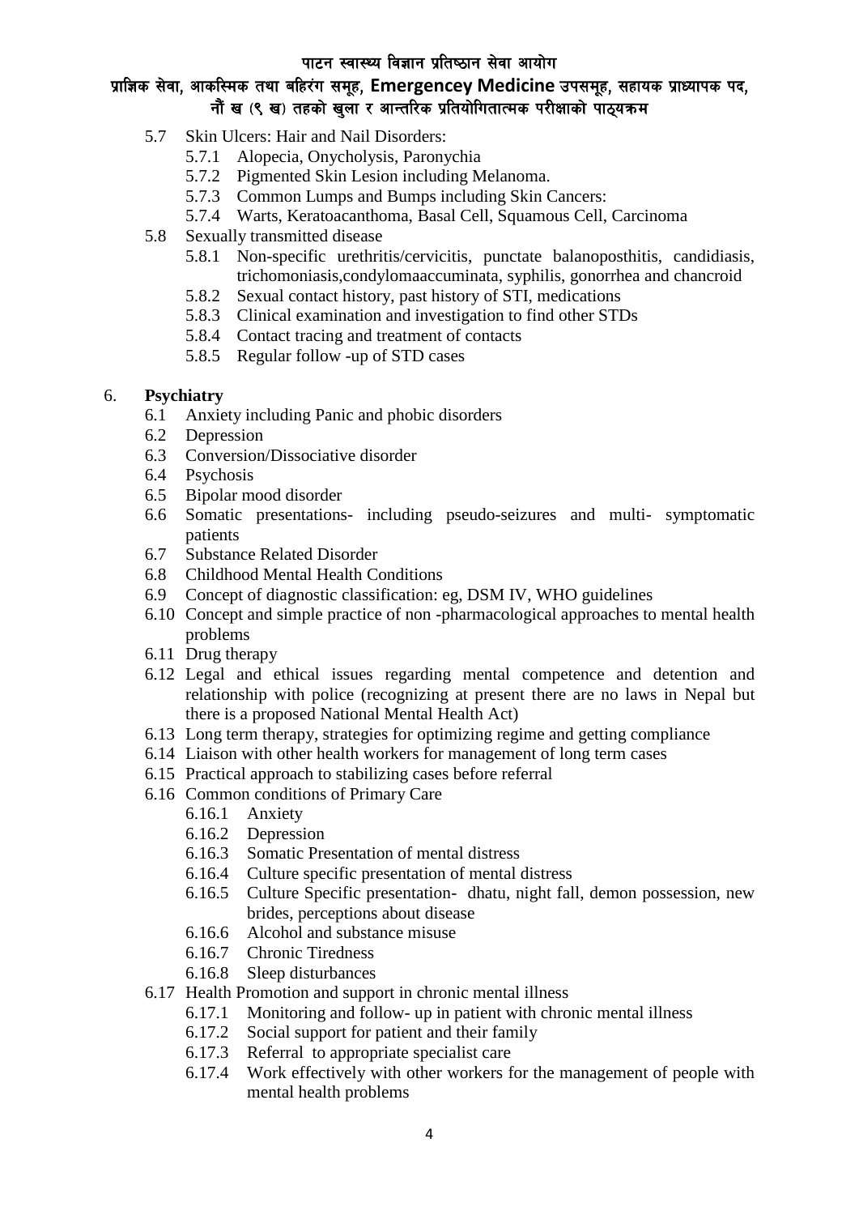- 5.7 Skin Ulcers: Hair and Nail Disorders:
  - 5.7.1 Alopecia, Onycholysis, Paronychia
  - 5.7.2 Pigmented Skin Lesion including Melanoma.
  - 5.7.3 Common Lumps and Bumps including Skin Cancers:
  - 5.7.4 Warts, Keratoacanthoma, Basal Cell, Squamous Cell, Carcinoma
- 5.8 Sexually transmitted disease
  - 5.8.1 Non-specific urethritis/cervicitis, punctate balanoposthitis, candidiasis, trichomoniasis,condylomaaccuminata, syphilis, gonorrhea and chancroid
  - 5.8.2 Sexual contact history, past history of STI, medications
  - 5.8.3 Clinical examination and investigation to find other STDs
  - 5.8.4 Contact tracing and treatment of contacts
  - 5.8.5 Regular follow -up of STD cases

6. **Psychiatry**
   - 6.1 Anxiety including Panic and phobic disorders
   - 6.2 Depression
   - 6.3 Conversion/Dissociative disorder
   - 6.4 Psychosis
   - 6.5 Bipolar mood disorder
   - 6.6 Somatic presentations- including pseudo-seizures and multi- symptomatic patients
   - 6.7 Substance Related Disorder
   - 6.8 Childhood Mental Health Conditions
   - 6.9 Concept of diagnostic classification: eg, DSM IV, WHO guidelines
   - 6.10 Concept and simple practice of non -pharmacological approaches to mental health problems
   - 6.11 Drug therapy
   - 6.12 Legal and ethical issues regarding mental competence and detention and relationship with police (recognizing at present there are no laws in Nepal but there is a proposed National Mental Health Act)
   - 6.13 Long term therapy, strategies for optimizing regime and getting compliance
   - 6.14 Liaison with other health workers for management of long term cases
   - 6.15 Practical approach to stabilizing cases before referral
   - 6.16 Common conditions of Primary Care
     - 6.16.1 Anxiety
     - 6.16.2 Depression
     - 6.16.3 Somatic Presentation of mental distress
     - 6.16.4 Culture specific presentation of mental distress
     - 6.16.5 Culture Specific presentation- dhatu, night fall, demon possession, new brides, perceptions about disease
     - 6.16.6 Alcohol and substance misuse
     - 6.16.7 Chronic Tiredness
     - 6.16.8 Sleep disturbances
   - 6.17 Health Promotion and support in chronic mental illness
     - 6.17.1 Monitoring and follow- up in patient with chronic mental illness
     - 6.17.2 Social support for patient and their family
     - 6.17.3 Referral to appropriate specialist care
     - 6.17.4 Work effectively with other workers for the management of people with mental health problems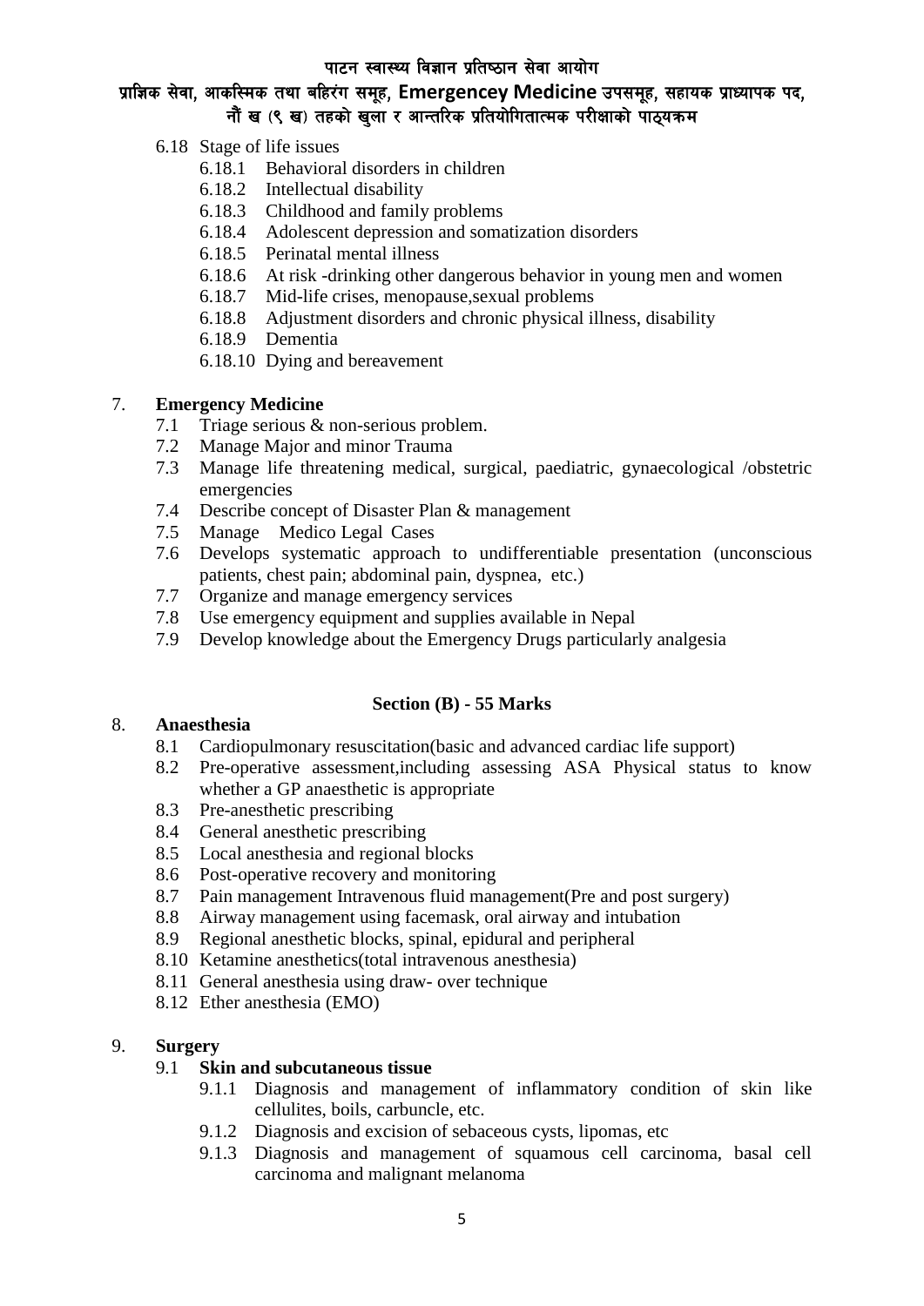- 6.18 Stage of life issues
    - 6.18.1 Behavioral disorders in children
    - 6.18.2 Intellectual disability
    - 6.18.3 Childhood and family problems
    - 6.18.4 Adolescent depression and somatization disorders
    - 6.18.5 Perinatal mental illness
    - 6.18.6 At risk -drinking other dangerous behavior in young men and women
    - 6.18.7 Mid-life crises, menopause,sexual problems
    - 6.18.8 Adjustment disorders and chronic physical illness, disability
    - 6.18.9 Dementia
    - 6.18.10 Dying and bereavement

7. **Emergency Medicine**
    - 7.1 Triage serious & non-serious problem.
    - 7.2 Manage Major and minor Trauma
    - 7.3 Manage life threatening medical, surgical, paediatric, gynaecological /obstetric emergencies
    - 7.4 Describe concept of Disaster Plan & management
    - 7.5 Manage Medico Legal Cases
    - 7.6 Develops systematic approach to undifferentiable presentation (unconscious patients, chest pain; abdominal pain, dyspnea, etc.)
    - 7.7 Organize and manage emergency services
    - 7.8 Use emergency equipment and supplies available in Nepal
    - 7.9 Develop knowledge about the Emergency Drugs particularly analgesia

**Section (B) - 55 Marks**

8. **Anaesthesia**
    - 8.1 Cardiopulmonary resuscitation(basic and advanced cardiac life support)
    - 8.2 Pre-operative assessment,including assessing ASA Physical status to know whether a GP anaesthetic is appropriate
    - 8.3 Pre-anesthetic prescribing
    - 8.4 General anesthetic prescribing
    - 8.5 Local anesthesia and regional blocks
    - 8.6 Post-operative recovery and monitoring
    - 8.7 Pain management Intravenous fluid management(Pre and post surgery)
    - 8.8 Airway management using facemask, oral airway and intubation
    - 8.9 Regional anesthetic blocks, spinal, epidural and peripheral
    - 8.10 Ketamine anesthetics(total intravenous anesthesia)
    - 8.11 General anesthesia using draw- over technique
    - 8.12 Ether anesthesia (EMO)

9. **Surgery**
    - 9.1 **Skin and subcutaneous tissue**
        - 9.1.1 Diagnosis and management of inflammatory condition of skin like cellulites, boils, carbuncle, etc.
        - 9.1.2 Diagnosis and excision of sebaceous cysts, lipomas, etc
        - 9.1.3 Diagnosis and management of squamous cell carcinoma, basal cell carcinoma and malignant melanoma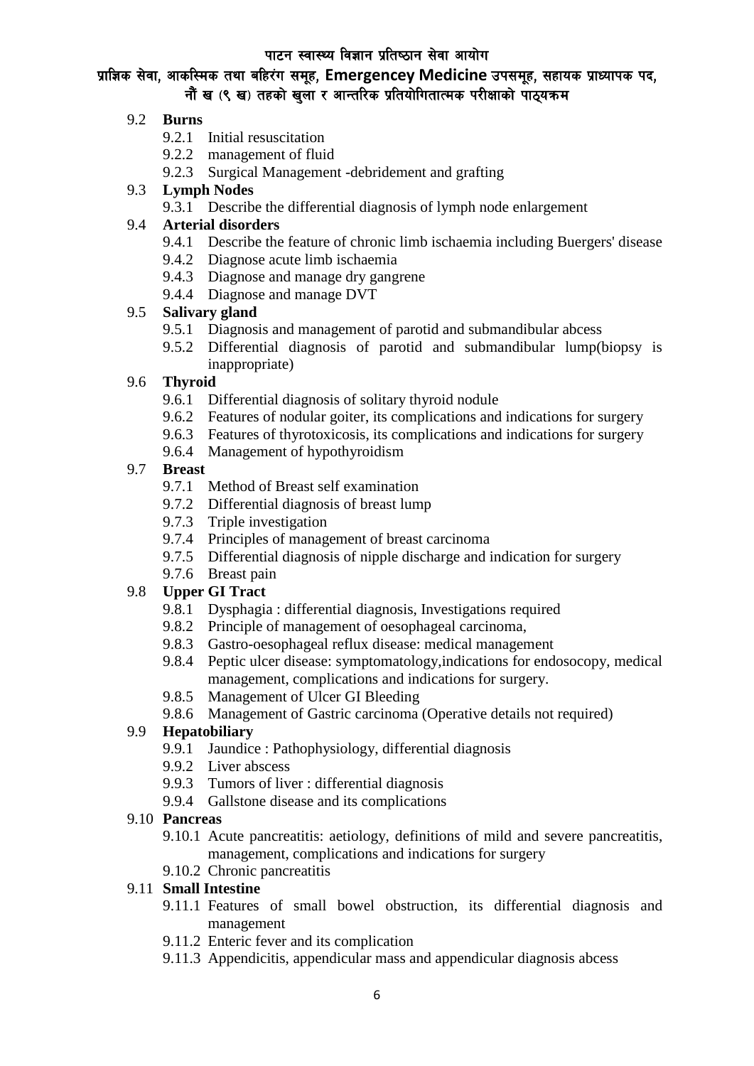9.2 **Burns**
- 9.2.1 Initial resuscitation
- 9.2.2 management of fluid
- 9.2.3 Surgical Management -debridement and grafting

9.3 **Lymph Nodes**
- 9.3.1 Describe the differential diagnosis of lymph node enlargement

9.4 **Arterial disorders**
- 9.4.1 Describe the feature of chronic limb ischaemia including Buergers' disease
- 9.4.2 Diagnose acute limb ischaemia
- 9.4.3 Diagnose and manage dry gangrene
- 9.4.4 Diagnose and manage DVT

9.5 **Salivary gland**
- 9.5.1 Diagnosis and management of parotid and submandibular abcess
- 9.5.2 Differential diagnosis of parotid and submandibular lump(biopsy is inappropriate)

9.6 **Thyroid**
- 9.6.1 Differential diagnosis of solitary thyroid nodule
- 9.6.2 Features of nodular goiter, its complications and indications for surgery
- 9.6.3 Features of thyrotoxicosis, its complications and indications for surgery
- 9.6.4 Management of hypothyroidism

9.7 **Breast**
- 9.7.1 Method of Breast self examination
- 9.7.2 Differential diagnosis of breast lump
- 9.7.3 Triple investigation
- 9.7.4 Principles of management of breast carcinoma
- 9.7.5 Differential diagnosis of nipple discharge and indication for surgery
- 9.7.6 Breast pain

9.8 **Upper GI Tract**
- 9.8.1 Dysphagia : differential diagnosis, Investigations required
- 9.8.2 Principle of management of oesophageal carcinoma,
- 9.8.3 Gastro-oesophageal reflux disease: medical management
- 9.8.4 Peptic ulcer disease: symptomatology,indications for endosocopy, medical management, complications and indications for surgery.
- 9.8.5 Management of Ulcer GI Bleeding
- 9.8.6 Management of Gastric carcinoma (Operative details not required)

9.9 **Hepatobiliary**
- 9.9.1 Jaundice : Pathophysiology, differential diagnosis
- 9.9.2 Liver abscess
- 9.9.3 Tumors of liver : differential diagnosis
- 9.9.4 Gallstone disease and its complications

9.10 **Pancreas**
- 9.10.1 Acute pancreatitis: aetiology, definitions of mild and severe pancreatitis, management, complications and indications for surgery
- 9.10.2 Chronic pancreatitis

9.11 **Small Intestine**
- 9.11.1 Features of small bowel obstruction, its differential diagnosis and management
- 9.11.2 Enteric fever and its complication
- 9.11.3 Appendicitis, appendicular mass and appendicular diagnosis abcess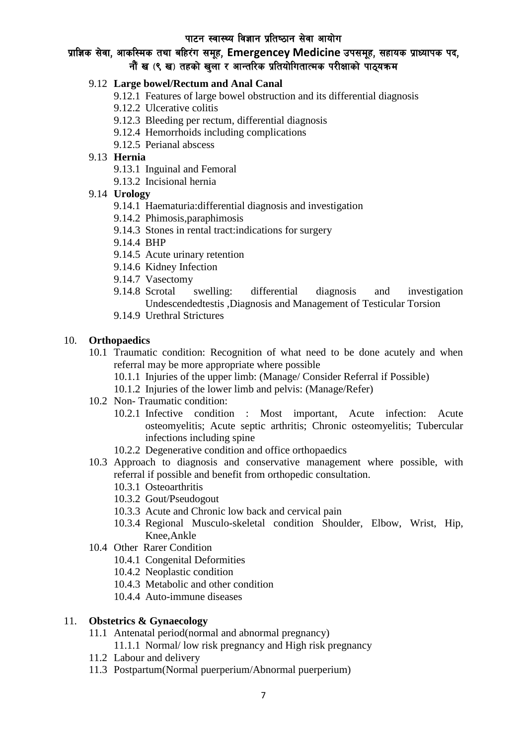### 9.12 **Large bowel/Rectum and Anal Canal**

- 9.12.1 Features of large bowel obstruction and its differential diagnosis
- 9.12.2 Ulcerative colitis
- 9.12.3 Bleeding per rectum, differential diagnosis
- 9.12.4 Hemorrhoids including complications
- 9.12.5 Perianal abscess

### 9.13 **Hernia**

- 9.13.1 Inguinal and Femoral
- 9.13.2 Incisional hernia

### 9.14 **Urology**

- 9.14.1 Haematuria:differential diagnosis and investigation
- 9.14.2 Phimosis,paraphimosis
- 9.14.3 Stones in rental tract:indications for surgery
- 9.14.4 BHP
- 9.14.5 Acute urinary retention
- 9.14.6 Kidney Infection
- 9.14.7 Vasectomy
- 9.14.8 Scrotal swelling: differential diagnosis and investigation Undescendedtestis ,Diagnosis and Management of Testicular Torsion
- 9.14.9 Urethral Strictures

## 10. **Orthopaedics**

- 10.1 Traumatic condition: Recognition of what need to be done acutely and when referral may be more appropriate where possible
  - 10.1.1 Injuries of the upper limb: (Manage/ Consider Referral if Possible)
  - 10.1.2 Injuries of the lower limb and pelvis: (Manage/Refer)
- 10.2 Non- Traumatic condition:
  - 10.2.1 Infective condition : Most important, Acute infection: Acute osteomyelitis; Acute septic arthritis; Chronic osteomyelitis; Tubercular infections including spine
  - 10.2.2 Degenerative condition and office orthopaedics
- 10.3 Approach to diagnosis and conservative management where possible, with referral if possible and benefit from orthopedic consultation.
  - 10.3.1 Osteoarthritis
  - 10.3.2 Gout/Pseudogout
  - 10.3.3 Acute and Chronic low back and cervical pain
  - 10.3.4 Regional Musculo-skeletal condition Shoulder, Elbow, Wrist, Hip, Knee,Ankle
- 10.4 Other Rarer Condition
  - 10.4.1 Congenital Deformities
  - 10.4.2 Neoplastic condition
  - 10.4.3 Metabolic and other condition
  - 10.4.4 Auto-immune diseases

## 11. **Obstetrics & Gynaecology**

- 11.1 Antenatal period(normal and abnormal pregnancy)
  - 11.1.1 Normal/ low risk pregnancy and High risk pregnancy
- 11.2 Labour and delivery
- 11.3 Postpartum(Normal puerperium/Abnormal puerperium)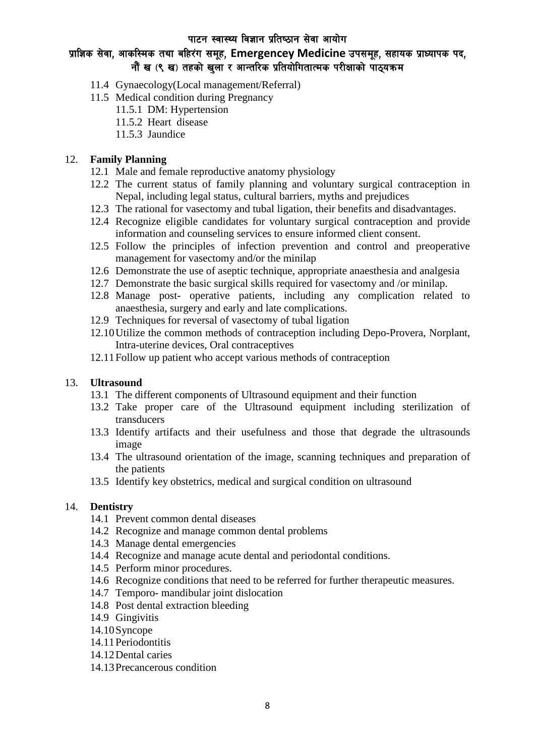- 11.4 Gynaecology(Local management/Referral)
- 11.5 Medical condition during Pregnancy
  - 11.5.1 DM: Hypertension
  - 11.5.2 Heart disease
  - 11.5.3 Jaundice

12. **Family Planning**
    - 12.1 Male and female reproductive anatomy physiology
    - 12.2 The current status of family planning and voluntary surgical contraception in Nepal, including legal status, cultural barriers, myths and prejudices
    - 12.3 The rational for vasectomy and tubal ligation, their benefits and disadvantages.
    - 12.4 Recognize eligible candidates for voluntary surgical contraception and provide information and counseling services to ensure informed client consent.
    - 12.5 Follow the principles of infection prevention and control and preoperative management for vasectomy and/or the minilap
    - 12.6 Demonstrate the use of aseptic technique, appropriate anaesthesia and analgesia
    - 12.7 Demonstrate the basic surgical skills required for vasectomy and /or minilap.
    - 12.8 Manage post- operative patients, including any complication related to anaesthesia, surgery and early and late complications.
    - 12.9 Techniques for reversal of vasectomy of tubal ligation
    - 12.10 Utilize the common methods of contraception including Depo-Provera, Norplant, Intra-uterine devices, Oral contraceptives
    - 12.11 Follow up patient who accept various methods of contraception

13. **Ultrasound**
    - 13.1 The different components of Ultrasound equipment and their function
    - 13.2 Take proper care of the Ultrasound equipment including sterilization of transducers
    - 13.3 Identify artifacts and their usefulness and those that degrade the ultrasounds image
    - 13.4 The ultrasound orientation of the image, scanning techniques and preparation of the patients
    - 13.5 Identify key obstetrics, medical and surgical condition on ultrasound

14. **Dentistry**
    - 14.1 Prevent common dental diseases
    - 14.2 Recognize and manage common dental problems
    - 14.3 Manage dental emergencies
    - 14.4 Recognize and manage acute dental and periodontal conditions.
    - 14.5 Perform minor procedures.
    - 14.6 Recognize conditions that need to be referred for further therapeutic measures.
    - 14.7 Temporo- mandibular joint dislocation
    - 14.8 Post dental extraction bleeding
    - 14.9 Gingivitis
    - 14.10 Syncope
    - 14.11 Periodontitis
    - 14.12 Dental caries
    - 14.13 Precancerous condition